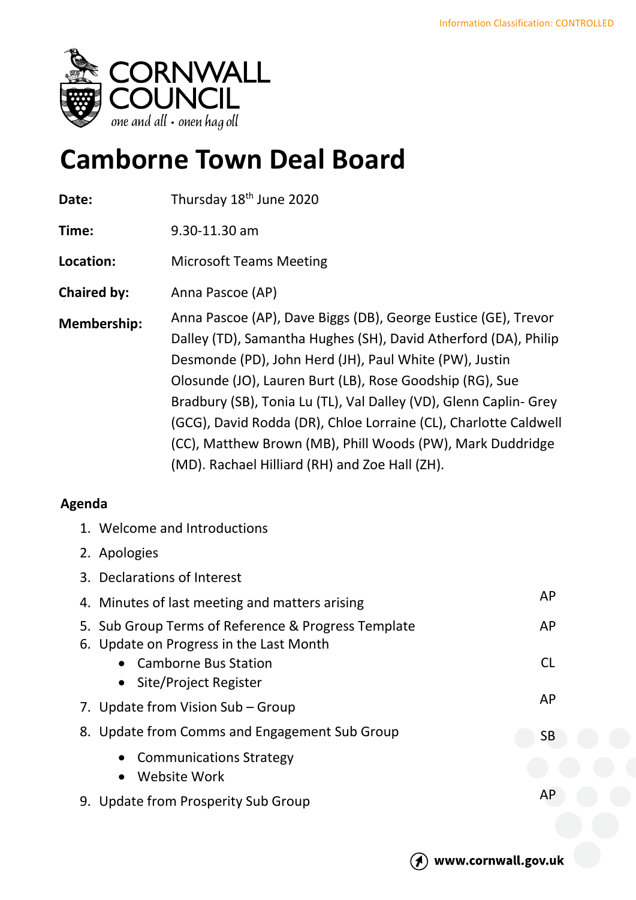Information Classification: CONTROLLED

CORNWALL COUNCIL

*one and all • onen hag oll*

# Camborne Town Deal Board

| | |
|---|---|
| **Date:** | Thursday 18th June 2020 |
| **Time:** | 9.30-11.30 am |
| **Location:** | Microsoft Teams Meeting |
| **Chaired by:** | Anna Pascoe (AP) |
| **Membership:** | Anna Pascoe (AP), Dave Biggs (DB), George Eustice (GE), Trevor Dalley (TD), Samantha Hughes (SH), David Atherford (DA), Philip Desmonde (PD), John Herd (JH), Paul White (PW), Justin Olosunde (JO), Lauren Burt (LB), Rose Goodship (RG), Sue Bradbury (SB), Tonia Lu (TL), Val Dalley (VD), Glenn Caplin- Grey (GCG), David Rodda (DR), Chloe Lorraine (CL), Charlotte Caldwell (CC), Matthew Brown (MB), Phill Woods (PW), Mark Duddridge (MD). Rachael Hilliard (RH) and Zoe Hall (ZH). |

## Agenda

1. Welcome and Introductions
2. Apologies
3. Declarations of Interest
4. Minutes of last meeting and matters arising — AP
5. Sub Group Terms of Reference & Progress Template — AP
6. Update on Progress in the Last Month
   - Camborne Bus Station — CL
   - Site/Project Register
7. Update from Vision Sub – Group — AP
8. Update from Comms and Engagement Sub Group — SB
   - Communications Strategy
   - Website Work
9. Update from Prosperity Sub Group — AP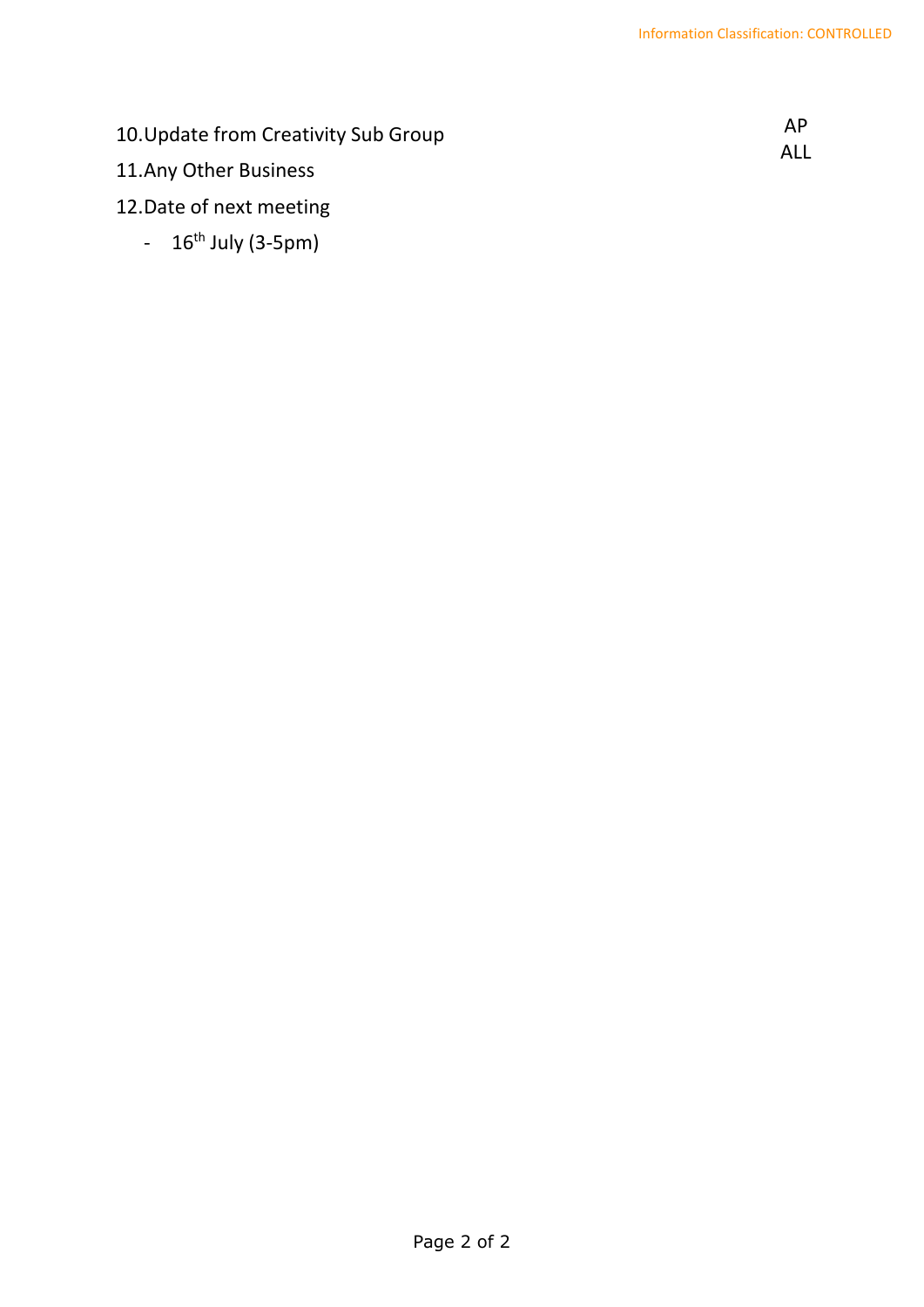| | |
|---|---|
| 10. Update from Creativity Sub Group | AP |
| 11. Any Other Business | ALL |
| 12. Date of next meeting | |
| - 16th July (3-5pm) | |